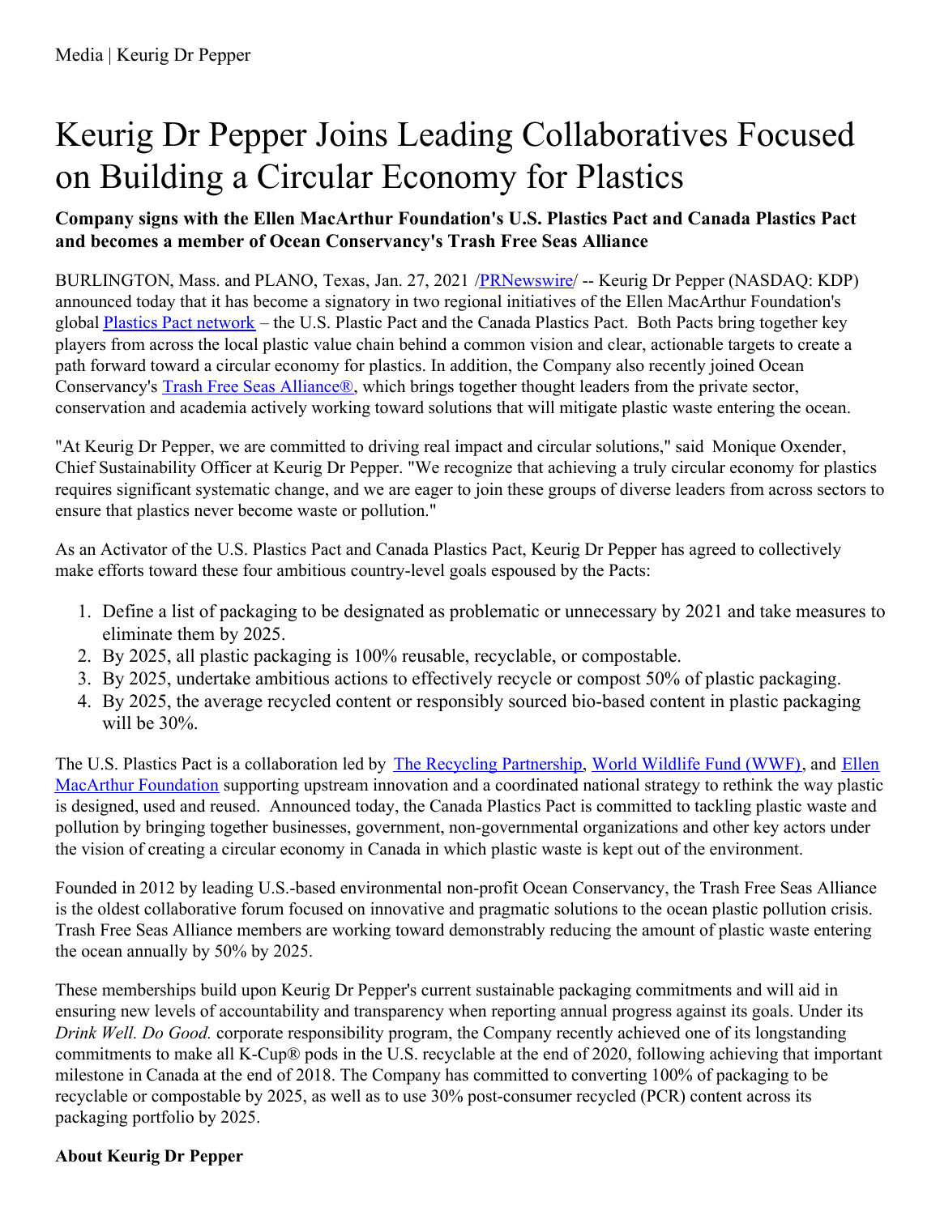Media | Keurig Dr Pepper

# Keurig Dr Pepper Joins Leading Collaboratives Focused on Building a Circular Economy for Plastics

**Company signs with the Ellen MacArthur Foundation's U.S. Plastics Pact and Canada Plastics Pact and becomes a member of Ocean Conservancy's Trash Free Seas Alliance**

BURLINGTON, Mass. and PLANO, Texas, Jan. 27, 2021 /PRNewswire/ -- Keurig Dr Pepper (NASDAQ: KDP) announced today that it has become a signatory in two regional initiatives of the Ellen MacArthur Foundation's global Plastics Pact network – the U.S. Plastic Pact and the Canada Plastics Pact. Both Pacts bring together key players from across the local plastic value chain behind a common vision and clear, actionable targets to create a path forward toward a circular economy for plastics. In addition, the Company also recently joined Ocean Conservancy's Trash Free Seas Alliance®, which brings together thought leaders from the private sector, conservation and academia actively working toward solutions that will mitigate plastic waste entering the ocean.

"At Keurig Dr Pepper, we are committed to driving real impact and circular solutions," said Monique Oxender, Chief Sustainability Officer at Keurig Dr Pepper. "We recognize that achieving a truly circular economy for plastics requires significant systematic change, and we are eager to join these groups of diverse leaders from across sectors to ensure that plastics never become waste or pollution."

As an Activator of the U.S. Plastics Pact and Canada Plastics Pact, Keurig Dr Pepper has agreed to collectively make efforts toward these four ambitious country-level goals espoused by the Pacts:

1. Define a list of packaging to be designated as problematic or unnecessary by 2021 and take measures to eliminate them by 2025.
2. By 2025, all plastic packaging is 100% reusable, recyclable, or compostable.
3. By 2025, undertake ambitious actions to effectively recycle or compost 50% of plastic packaging.
4. By 2025, the average recycled content or responsibly sourced bio-based content in plastic packaging will be 30%.

The U.S. Plastics Pact is a collaboration led by The Recycling Partnership, World Wildlife Fund (WWF), and Ellen MacArthur Foundation supporting upstream innovation and a coordinated national strategy to rethink the way plastic is designed, used and reused. Announced today, the Canada Plastics Pact is committed to tackling plastic waste and pollution by bringing together businesses, government, non-governmental organizations and other key actors under the vision of creating a circular economy in Canada in which plastic waste is kept out of the environment.

Founded in 2012 by leading U.S.-based environmental non-profit Ocean Conservancy, the Trash Free Seas Alliance is the oldest collaborative forum focused on innovative and pragmatic solutions to the ocean plastic pollution crisis. Trash Free Seas Alliance members are working toward demonstrably reducing the amount of plastic waste entering the ocean annually by 50% by 2025.

These memberships build upon Keurig Dr Pepper's current sustainable packaging commitments and will aid in ensuring new levels of accountability and transparency when reporting annual progress against its goals. Under its *Drink Well. Do Good.* corporate responsibility program, the Company recently achieved one of its longstanding commitments to make all K-Cup® pods in the U.S. recyclable at the end of 2020, following achieving that important milestone in Canada at the end of 2018. The Company has committed to converting 100% of packaging to be recyclable or compostable by 2025, as well as to use 30% post-consumer recycled (PCR) content across its packaging portfolio by 2025.

**About Keurig Dr Pepper**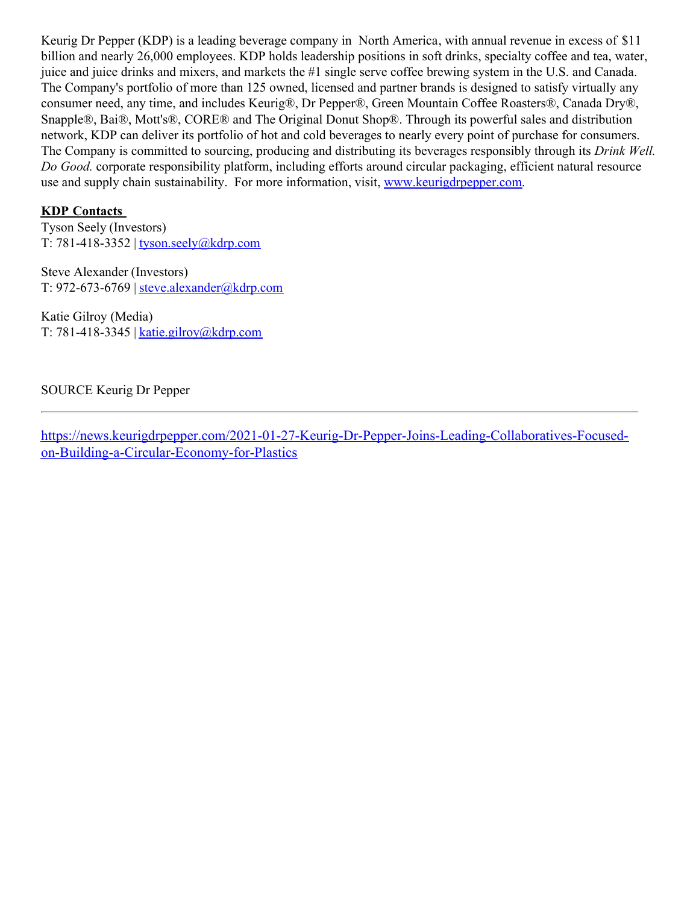Keurig Dr Pepper (KDP) is a leading beverage company in North America, with annual revenue in excess of $11 billion and nearly 26,000 employees. KDP holds leadership positions in soft drinks, specialty coffee and tea, water, juice and juice drinks and mixers, and markets the #1 single serve coffee brewing system in the U.S. and Canada. The Company's portfolio of more than 125 owned, licensed and partner brands is designed to satisfy virtually any consumer need, any time, and includes Keurig®, Dr Pepper®, Green Mountain Coffee Roasters®, Canada Dry®, Snapple®, Bai®, Mott's®, CORE® and The Original Donut Shop®. Through its powerful sales and distribution network, KDP can deliver its portfolio of hot and cold beverages to nearly every point of purchase for consumers. The Company is committed to sourcing, producing and distributing its beverages responsibly through its *Drink Well. Do Good.* corporate responsibility platform, including efforts around circular packaging, efficient natural resource use and supply chain sustainability. For more information, visit, [www.keurigdrpepper.com](http://www.keurigdrpepper.com).

**KDP Contacts**

Tyson Seely (Investors)
T: 781-418-3352 | [tyson.seely@kdrp.com](mailto:tyson.seely@kdrp.com)

Steve Alexander (Investors)
T: 972-673-6769 | [steve.alexander@kdrp.com](mailto:steve.alexander@kdrp.com)

Katie Gilroy (Media)
T: 781-418-3345 | [katie.gilroy@kdrp.com](mailto:katie.gilroy@kdrp.com)

SOURCE Keurig Dr Pepper

---

[https://news.keurigdrpepper.com/2021-01-27-Keurig-Dr-Pepper-Joins-Leading-Collaboratives-Focused-on-Building-a-Circular-Economy-for-Plastics](https://news.keurigdrpepper.com/2021-01-27-Keurig-Dr-Pepper-Joins-Leading-Collaboratives-Focused-on-Building-a-Circular-Economy-for-Plastics)